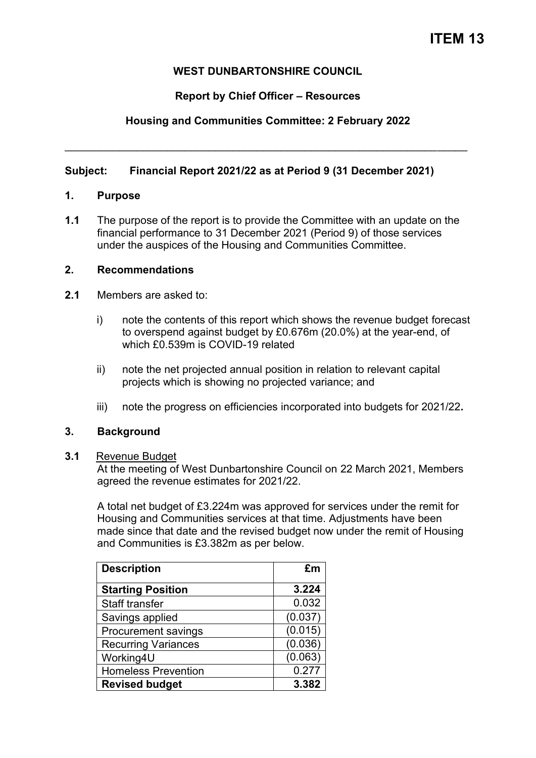# ITEM 13

**WEST DUNBARTONSHIRE COUNCIL**

**Report by Chief Officer – Resources**

**Housing and Communities Committee: 2 February 2022**

---

**Subject: Financial Report 2021/22 as at Period 9 (31 December 2021)**

## 1. Purpose

**1.1** The purpose of the report is to provide the Committee with an update on the financial performance to 31 December 2021 (Period 9) of those services under the auspices of the Housing and Communities Committee.

## 2. Recommendations

**2.1** Members are asked to:

i) note the contents of this report which shows the revenue budget forecast to overspend against budget by £0.676m (20.0%) at the year-end, of which £0.539m is COVID-19 related

ii) note the net projected annual position in relation to relevant capital projects which is showing no projected variance; and

iii) note the progress on efficiencies incorporated into budgets for 2021/22**.**

## 3. Background

**3.1** Revenue Budget

At the meeting of West Dunbartonshire Council on 22 March 2021, Members agreed the revenue estimates for 2021/22.

A total net budget of £3.224m was approved for services under the remit for Housing and Communities services at that time. Adjustments have been made since that date and the revised budget now under the remit of Housing and Communities is £3.382m as per below.

| **Description** | **£m** |
|---|---:|
| **Starting Position** | **3.224** |
| Staff transfer | 0.032 |
| Savings applied | (0.037) |
| Procurement savings | (0.015) |
| Recurring Variances | (0.036) |
| Working4U | (0.063) |
| Homeless Prevention | 0.277 |
| **Revised budget** | **3.382** |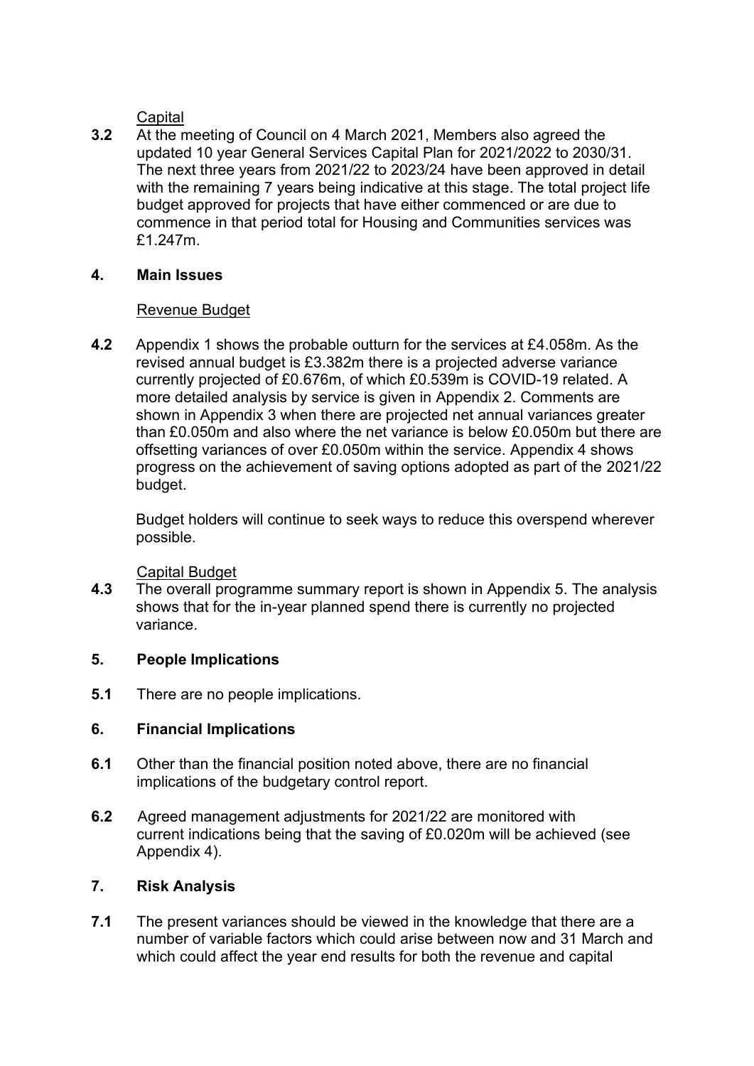Capital

**3.2** At the meeting of Council on 4 March 2021, Members also agreed the updated 10 year General Services Capital Plan for 2021/2022 to 2030/31. The next three years from 2021/22 to 2023/24 have been approved in detail with the remaining 7 years being indicative at this stage. The total project life budget approved for projects that have either commenced or are due to commence in that period total for Housing and Communities services was £1.247m.

## 4. Main Issues

Revenue Budget

**4.2** Appendix 1 shows the probable outturn for the services at £4.058m. As the revised annual budget is £3.382m there is a projected adverse variance currently projected of £0.676m, of which £0.539m is COVID-19 related. A more detailed analysis by service is given in Appendix 2. Comments are shown in Appendix 3 when there are projected net annual variances greater than £0.050m and also where the net variance is below £0.050m but there are offsetting variances of over £0.050m within the service. Appendix 4 shows progress on the achievement of saving options adopted as part of the 2021/22 budget.

Budget holders will continue to seek ways to reduce this overspend wherever possible.

Capital Budget

**4.3** The overall programme summary report is shown in Appendix 5. The analysis shows that for the in-year planned spend there is currently no projected variance.

## 5. People Implications

**5.1** There are no people implications.

## 6. Financial Implications

**6.1** Other than the financial position noted above, there are no financial implications of the budgetary control report.

**6.2** Agreed management adjustments for 2021/22 are monitored with current indications being that the saving of £0.020m will be achieved (see Appendix 4).

## 7. Risk Analysis

**7.1** The present variances should be viewed in the knowledge that there are a number of variable factors which could arise between now and 31 March and which could affect the year end results for both the revenue and capital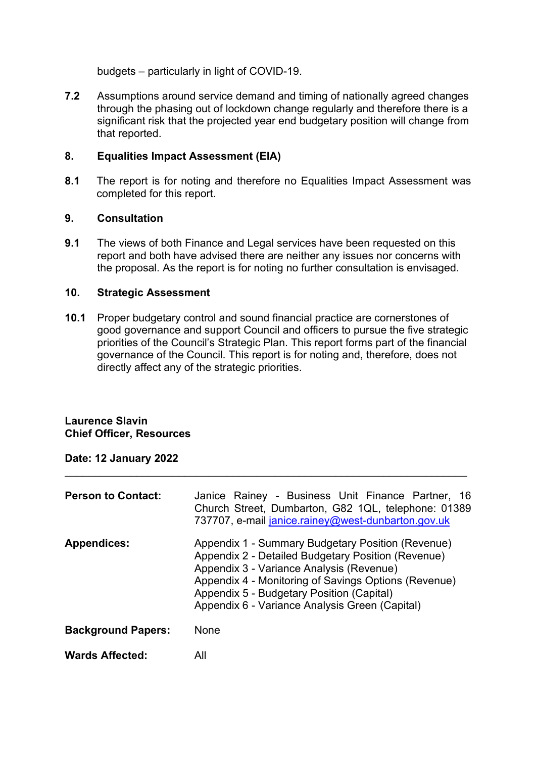budgets – particularly in light of COVID-19.

**7.2** Assumptions around service demand and timing of nationally agreed changes through the phasing out of lockdown change regularly and therefore there is a significant risk that the projected year end budgetary position will change from that reported.

## 8. Equalities Impact Assessment (EIA)

**8.1** The report is for noting and therefore no Equalities Impact Assessment was completed for this report.

## 9. Consultation

**9.1** The views of both Finance and Legal services have been requested on this report and both have advised there are neither any issues nor concerns with the proposal. As the report is for noting no further consultation is envisaged.

## 10. Strategic Assessment

**10.1** Proper budgetary control and sound financial practice are cornerstones of good governance and support Council and officers to pursue the five strategic priorities of the Council's Strategic Plan. This report forms part of the financial governance of the Council. This report is for noting and, therefore, does not directly affect any of the strategic priorities.

**Laurence Slavin**
**Chief Officer, Resources**

**Date: 12 January 2022**

---

| | |
|---|---|
| **Person to Contact:** | Janice Rainey - Business Unit Finance Partner, 16 Church Street, Dumbarton, G82 1QL, telephone: 01389 737707, e-mail janice.rainey@west-dunbarton.gov.uk |
| **Appendices:** | Appendix 1 - Summary Budgetary Position (Revenue)<br>Appendix 2 - Detailed Budgetary Position (Revenue)<br>Appendix 3 - Variance Analysis (Revenue)<br>Appendix 4 - Monitoring of Savings Options (Revenue)<br>Appendix 5 - Budgetary Position (Capital)<br>Appendix 6 - Variance Analysis Green (Capital) |
| **Background Papers:** | None |
| **Wards Affected:** | All |